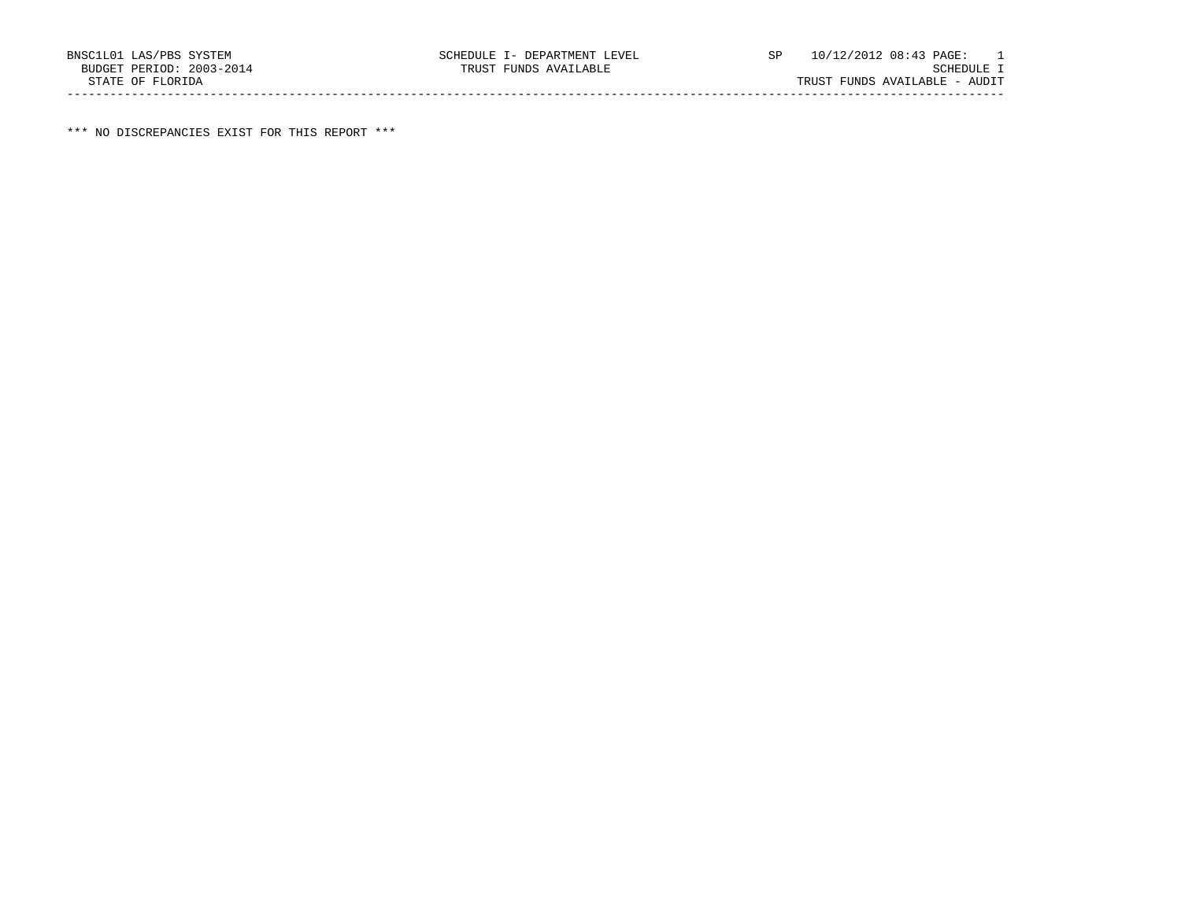BNSC1L01 LAS/PBS SYSTEM SCHEDULE I- DEPARTMENT LEVEL SP 10/12/2012 08:43 PAGE: 1
BUDGET PERIOD: 2003-2014 TRUST FUNDS AVAILABLE SCHEDULE I
STATE OF FLORIDA TRUST FUNDS AVAILABLE - AUDIT

---

*** NO DISCREPANCIES EXIST FOR THIS REPORT ***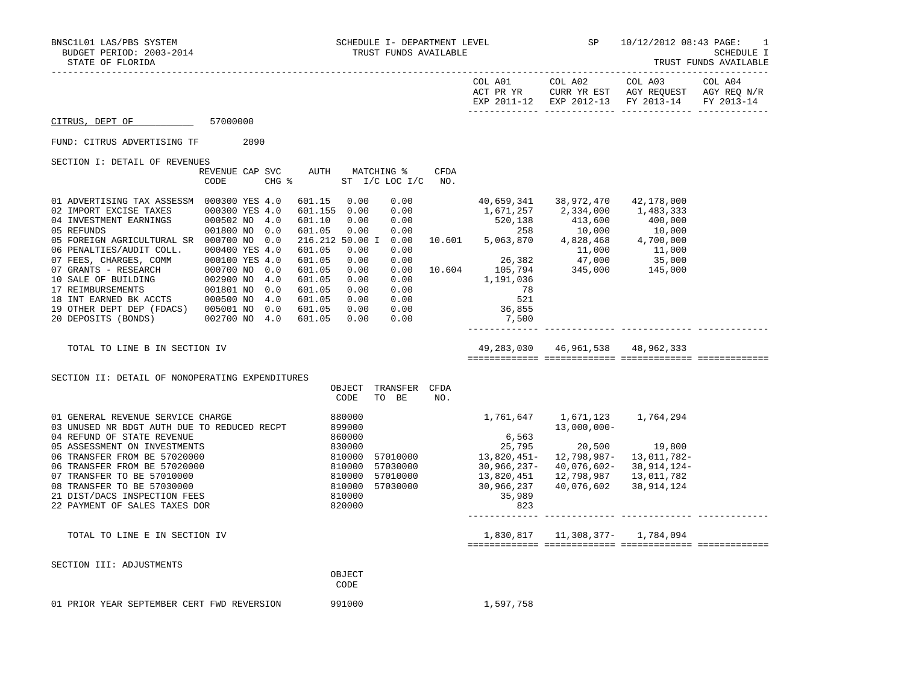BNSC1L01 LAS/PBS SYSTEM — SCHEDULE I- DEPARTMENT LEVEL — TRUST FUNDS AVAILABLE — SP 10/12/2012 08:43 PAGE: 1

BUDGET PERIOD: 2003-2014 — SCHEDULE I

STATE OF FLORIDA — TRUST FUNDS AVAILABLE

**CITRUS, DEPT OF** 57000000

FUND: CITRUS ADVERTISING TF 2090

## SECTION I: DETAIL OF REVENUES

| | REVENUE CODE | CAP | SVC CHG % | AUTH | MATCHING % ST | I/C | LOC I/C | CFDA NO. | COL A01 ACT PR YR EXP 2011-12 | COL A02 CURR YR EST EXP 2012-13 | COL A03 AGY REQUEST FY 2013-14 | COL A04 AGY REQ N/R FY 2013-14 |
|---|---|---|---|---|---|---|---|---|---|---|---|---|
| 01 ADVERTISING TAX ASSESSM | 000300 | YES | 4.0 | 601.15 | 0.00 | | 0.00 | | 40,659,341 | 38,972,470 | 42,178,000 | |
| 02 IMPORT EXCISE TAXES | 000300 | YES | 4.0 | 601.155 | 0.00 | | 0.00 | | 1,671,257 | 2,334,000 | 1,483,333 | |
| 04 INVESTMENT EARNINGS | 000502 | NO | 4.0 | 601.10 | 0.00 | | 0.00 | | 520,138 | 413,600 | 400,000 | |
| 05 REFUNDS | 001800 | NO | 0.0 | 601.05 | 0.00 | | 0.00 | | 258 | 10,000 | 10,000 | |
| 05 FOREIGN AGRICULTURAL SR | 000700 | NO | 0.0 | 216.212 | 50.00 | I | 0.00 | 10.601 | 5,063,870 | 4,828,468 | 4,700,000 | |
| 06 PENALTIES/AUDIT COLL. | 000400 | YES | 4.0 | 601.05 | 0.00 | | 0.00 | | | 11,000 | 11,000 | |
| 07 FEES, CHARGES, COMM | 000100 | YES | 4.0 | 601.05 | 0.00 | | 0.00 | | 26,382 | 47,000 | 35,000 | |
| 07 GRANTS - RESEARCH | 000700 | NO | 0.0 | 601.05 | 0.00 | | 0.00 | 10.604 | 105,794 | 345,000 | 145,000 | |
| 10 SALE OF BUILDING | 002900 | NO | 4.0 | 601.05 | 0.00 | | 0.00 | | 1,191,036 | | | |
| 17 REIMBURSEMENTS | 001801 | NO | 0.0 | 601.05 | 0.00 | | 0.00 | | 78 | | | |
| 18 INT EARNED BK ACCTS | 000500 | NO | 4.0 | 601.05 | 0.00 | | 0.00 | | 521 | | | |
| 19 OTHER DEPT DEP (FDACS) | 005001 | NO | 0.0 | 601.05 | 0.00 | | 0.00 | | 36,855 | | | |
| 20 DEPOSITS (BONDS) | 002700 | NO | 4.0 | 601.05 | 0.00 | | 0.00 | | 7,500 | | | |
| TOTAL TO LINE B IN SECTION IV | | | | | | | | | 49,283,030 | 46,961,538 | 48,962,333 | |

## SECTION II: DETAIL OF NONOPERATING EXPENDITURES

| | OBJECT CODE | TRANSFER TO BE | CFDA NO. | COL A01 | COL A02 | COL A03 | COL A04 |
|---|---|---|---|---|---|---|---|
| 01 GENERAL REVENUE SERVICE CHARGE | 880000 | | | 1,761,647 | 1,671,123 | 1,764,294 | |
| 03 UNUSED NR BDGT AUTH DUE TO REDUCED RECPT | 899000 | | | | 13,000,000- | | |
| 04 REFUND OF STATE REVENUE | 860000 | | | 6,563 | | | |
| 05 ASSESSMENT ON INVESTMENTS | 830000 | | | 25,795 | 20,500 | 19,800 | |
| 06 TRANSFER FROM BE 57020000 | 810000 | 57010000 | | 13,820,451- | 12,798,987- | 13,011,782- | |
| 06 TRANSFER FROM BE 57020000 | 810000 | 57030000 | | 30,966,237- | 40,076,602- | 38,914,124- | |
| 07 TRANSFER TO BE 57010000 | 810000 | 57010000 | | 13,820,451 | 12,798,987 | 13,011,782 | |
| 08 TRANSFER TO BE 57030000 | 810000 | 57030000 | | 30,966,237 | 40,076,602 | 38,914,124 | |
| 21 DIST/DACS INSPECTION FEES | 810000 | | | 35,989 | | | |
| 22 PAYMENT OF SALES TAXES DOR | 820000 | | | 823 | | | |
| TOTAL TO LINE E IN SECTION IV | | | | 1,830,817 | 11,308,377- | 1,784,094 | |

## SECTION III: ADJUSTMENTS

| | OBJECT CODE | COL A01 | COL A02 | COL A03 | COL A04 |
|---|---|---|---|---|---|
| 01 PRIOR YEAR SEPTEMBER CERT FWD REVERSION | 991000 | 1,597,758 | | | |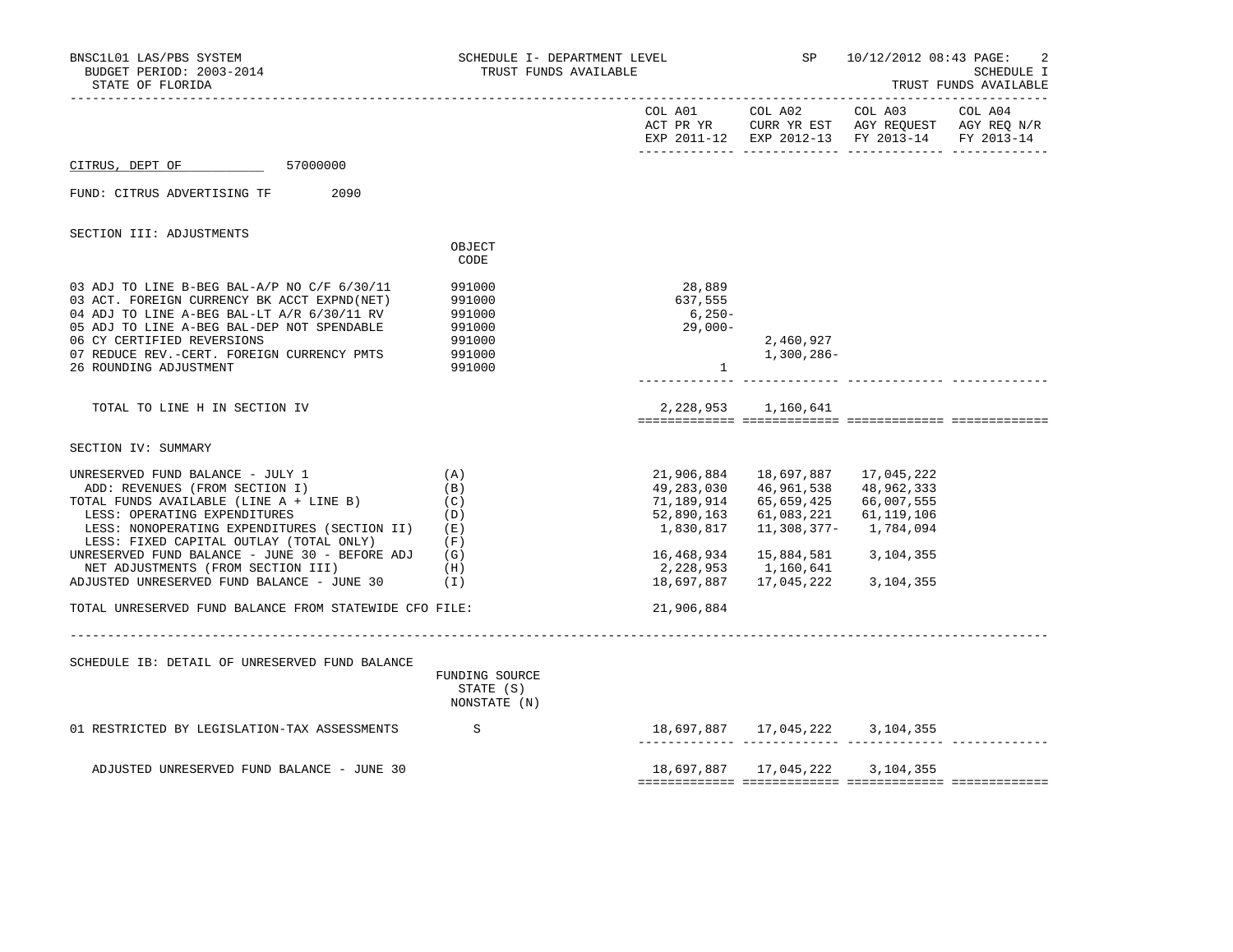BNSC1L01 LAS/PBS SYSTEM — SCHEDULE I- DEPARTMENT LEVEL — TRUST FUNDS AVAILABLE — SP 10/12/2012 08:43

BUDGET PERIOD: 2003-2014 — SCHEDULE I

STATE OF FLORIDA — TRUST FUNDS AVAILABLE

CITRUS, DEPT OF 57000000

FUND: CITRUS ADVERTISING TF 2090

## SECTION III: ADJUSTMENTS

| | OBJECT CODE | COL A01 ACT PR YR EXP 2011-12 | COL A02 CURR YR EST EXP 2012-13 | COL A03 AGY REQUEST FY 2013-14 | COL A04 AGY REQ N/R FY 2013-14 |
|---|---|---|---|---|---|
| 03 ADJ TO LINE B-BEG BAL-A/P NO C/F 6/30/11 | 991000 | 28,889 | | | |
| 03 ACT. FOREIGN CURRENCY BK ACCT EXPND(NET) | 991000 | 637,555 | | | |
| 04 ADJ TO LINE A-BEG BAL-LT A/R 6/30/11 RV | 991000 | 6,250- | | | |
| 05 ADJ TO LINE A-BEG BAL-DEP NOT SPENDABLE | 991000 | 29,000- | | | |
| 06 CY CERTIFIED REVERSIONS | 991000 | | 2,460,927 | | |
| 07 REDUCE REV.-CERT. FOREIGN CURRENCY PMTS | 991000 | | 1,300,286- | | |
| 26 ROUNDING ADJUSTMENT | 991000 | 1 | | | |
| TOTAL TO LINE H IN SECTION IV | | 2,228,953 | 1,160,641 | | |

## SECTION IV: SUMMARY

| | | COL A01 | COL A02 | COL A03 | COL A04 |
|---|---|---|---|---|---|
| UNRESERVED FUND BALANCE - JULY 1 | (A) | 21,906,884 | 18,697,887 | 17,045,222 | |
| ADD: REVENUES (FROM SECTION I) | (B) | 49,283,030 | 46,961,538 | 48,962,333 | |
| TOTAL FUNDS AVAILABLE (LINE A + LINE B) | (C) | 71,189,914 | 65,659,425 | 66,007,555 | |
| LESS: OPERATING EXPENDITURES | (D) | 52,890,163 | 61,083,221 | 61,119,106 | |
| LESS: NONOPERATING EXPENDITURES (SECTION II) | (E) | 1,830,817 | 11,308,377- | 1,784,094 | |
| LESS: FIXED CAPITAL OUTLAY (TOTAL ONLY) | (F) | | | | |
| UNRESERVED FUND BALANCE - JUNE 30 - BEFORE ADJ | (G) | 16,468,934 | 15,884,581 | 3,104,355 | |
| NET ADJUSTMENTS (FROM SECTION III) | (H) | 2,228,953 | 1,160,641 | | |
| ADJUSTED UNRESERVED FUND BALANCE - JUNE 30 | (I) | 18,697,887 | 17,045,222 | 3,104,355 | |
| TOTAL UNRESERVED FUND BALANCE FROM STATEWIDE CFO FILE: | | 21,906,884 | | | |

## SCHEDULE IB: DETAIL OF UNRESERVED FUND BALANCE

| | FUNDING SOURCE STATE (S) NONSTATE (N) | COL A01 | COL A02 | COL A03 | COL A04 |
|---|---|---|---|---|---|
| 01 RESTRICTED BY LEGISLATION-TAX ASSESSMENTS | S | 18,697,887 | 17,045,222 | 3,104,355 | |
| ADJUSTED UNRESERVED FUND BALANCE - JUNE 30 | | 18,697,887 | 17,045,222 | 3,104,355 | |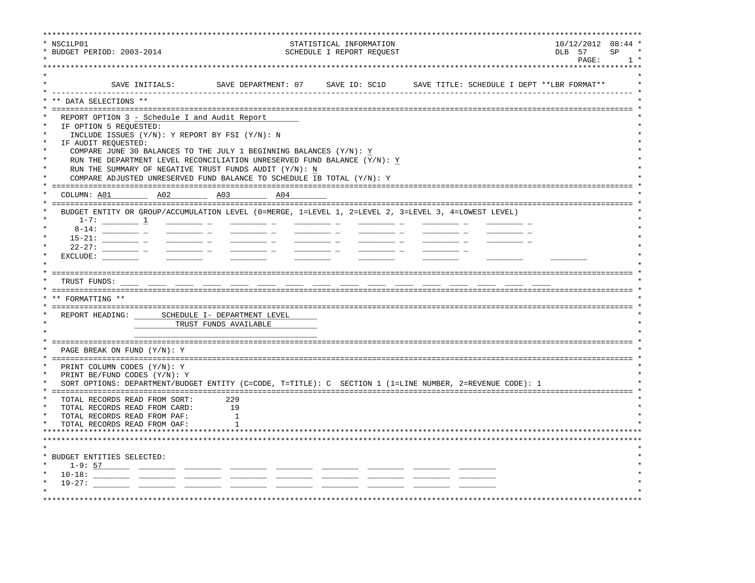```
NSC1LP01                                  STATISTICAL INFORMATION                              10/12/2012  08:44
BUDGET PERIOD: 2003-2014                  SCHEDULE I REPORT REQUEST                            DLB  57     SP
                                                                                                       PAGE:      1

          SAVE INITIALS:        SAVE DEPARTMENT: 07     SAVE ID: SC1D      SAVE TITLE: SCHEDULE I DEPT **LBR FORMAT**

** DATA SELECTIONS **

  REPORT OPTION 3 - Schedule I and Audit Report
  IF OPTION 5 REQUESTED:
    INCLUDE ISSUES (Y/N): Y REPORT BY FSI (Y/N): N
  IF AUDIT REQUESTED:
    COMPARE JUNE 30 BALANCES TO THE JULY 1 BEGINNING BALANCES (Y/N): Y
    RUN THE DEPARTMENT LEVEL RECONCILIATION UNRESERVED FUND BALANCE (Y/N): Y
    RUN THE SUMMARY OF NEGATIVE TRUST FUNDS AUDIT (Y/N): N
    COMPARE ADJUSTED UNRESERVED FUND BALANCE TO SCHEDULE IB TOTAL (Y/N): Y

  COLUMN: A01      A02      A03      A04

  BUDGET ENTITY OR GROUP/ACCUMULATION LEVEL (0=MERGE, 1=LEVEL 1, 2=LEVEL 2, 3=LEVEL 3, 4=LOWEST LEVEL)
      1-7: ________ 1
     8-14:
    15-21:
    22-27:
  EXCLUDE:

  TRUST FUNDS:

** FORMATTING **

  REPORT HEADING:     SCHEDULE I- DEPARTMENT LEVEL
                         TRUST FUNDS AVAILABLE

  PAGE BREAK ON FUND (Y/N): Y

  PRINT COLUMN CODES (Y/N): Y
  PRINT BE/FUND CODES (Y/N): Y
  SORT OPTIONS: DEPARTMENT/BUDGET ENTITY (C=CODE, T=TITLE): C  SECTION 1 (1=LINE NUMBER, 2=REVENUE CODE): 1

  TOTAL RECORDS READ FROM SORT:       229
  TOTAL RECORDS READ FROM CARD:        19
  TOTAL RECORDS READ FROM PAF:          1
  TOTAL RECORDS READ FROM OAF:          1

BUDGET ENTITIES SELECTED:
    1-9: 57
  10-18:
  19-27:
```